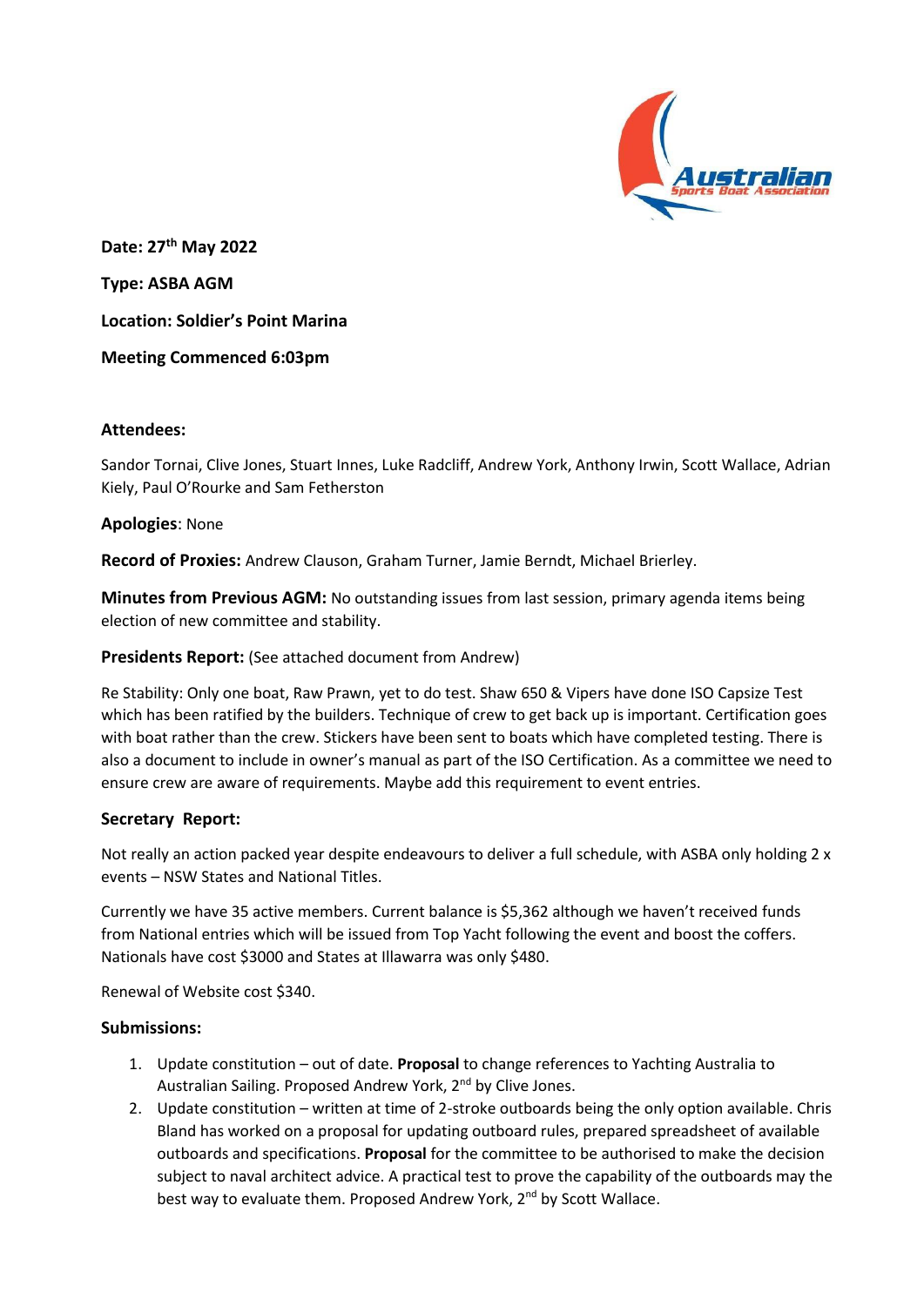**Date: 27th May 2022**

**Type: ASBA AGM**

**Location: Soldier's Point Marina**

**Meeting Commenced 6:03pm**

**Attendees:**

Sandor Tornai, Clive Jones, Stuart Innes, Luke Radcliff, Andrew York, Anthony Irwin, Scott Wallace, Adrian Kiely, Paul O'Rourke and Sam Fetherston

**Apologies**: None

**Record of Proxies:** Andrew Clauson, Graham Turner, Jamie Berndt, Michael Brierley.

**Minutes from Previous AGM:** No outstanding issues from last session, primary agenda items being election of new committee and stability.

**Presidents Report:** (See attached document from Andrew)

Re Stability: Only one boat, Raw Prawn, yet to do test. Shaw 650 & Vipers have done ISO Capsize Test which has been ratified by the builders. Technique of crew to get back up is important. Certification goes with boat rather than the crew. Stickers have been sent to boats which have completed testing. There is also a document to include in owner's manual as part of the ISO Certification. As a committee we need to ensure crew are aware of requirements. Maybe add this requirement to event entries.

**Secretary Report:**

Not really an action packed year despite endeavours to deliver a full schedule, with ASBA only holding 2 x events – NSW States and National Titles.

Currently we have 35 active members. Current balance is $5,362 although we haven't received funds from National entries which will be issued from Top Yacht following the event and boost the coffers. Nationals have cost $3000 and States at Illawarra was only $480.

Renewal of Website cost $340.

**Submissions:**

1. Update constitution – out of date. **Proposal** to change references to Yachting Australia to Australian Sailing. Proposed Andrew York, 2nd by Clive Jones.
2. Update constitution – written at time of 2-stroke outboards being the only option available. Chris Bland has worked on a proposal for updating outboard rules, prepared spreadsheet of available outboards and specifications. **Proposal** for the committee to be authorised to make the decision subject to naval architect advice. A practical test to prove the capability of the outboards may the best way to evaluate them. Proposed Andrew York, 2nd by Scott Wallace.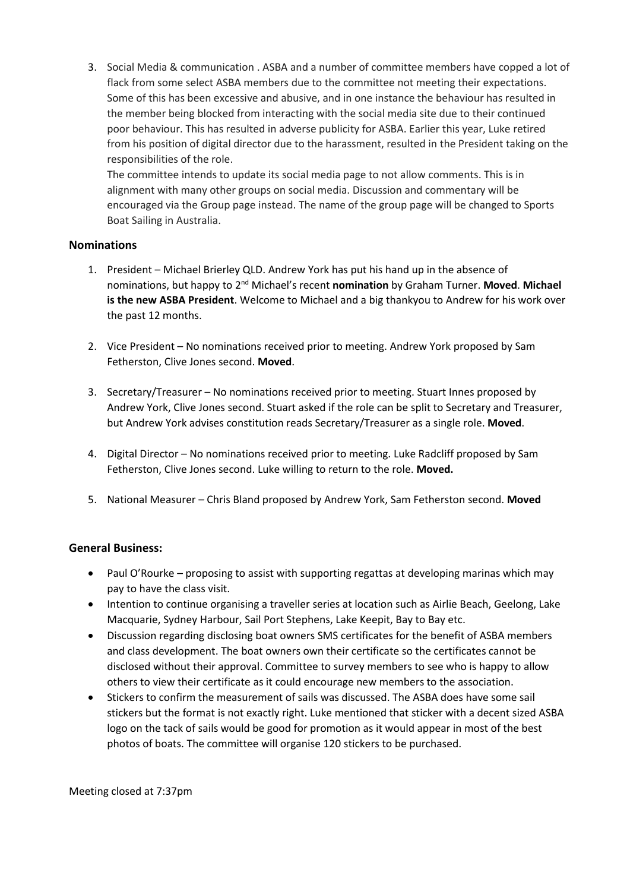3. Social Media & communication . ASBA and a number of committee members have copped a lot of flack from some select ASBA members due to the committee not meeting their expectations. Some of this has been excessive and abusive, and in one instance the behaviour has resulted in the member being blocked from interacting with the social media site due to their continued poor behaviour. This has resulted in adverse publicity for ASBA. Earlier this year, Luke retired from his position of digital director due to the harassment, resulted in the President taking on the responsibilities of the role.

   The committee intends to update its social media page to not allow comments. This is in alignment with many other groups on social media. Discussion and commentary will be encouraged via the Group page instead. The name of the group page will be changed to Sports Boat Sailing in Australia.

### Nominations

1. President – Michael Brierley QLD. Andrew York has put his hand up in the absence of nominations, but happy to 2nd Michael's recent **nomination** by Graham Turner. **Moved**. **Michael is the new ASBA President**. Welcome to Michael and a big thankyou to Andrew for his work over the past 12 months.

2. Vice President – No nominations received prior to meeting. Andrew York proposed by Sam Fetherston, Clive Jones second. **Moved**.

3. Secretary/Treasurer – No nominations received prior to meeting. Stuart Innes proposed by Andrew York, Clive Jones second. Stuart asked if the role can be split to Secretary and Treasurer, but Andrew York advises constitution reads Secretary/Treasurer as a single role. **Moved**.

4. Digital Director – No nominations received prior to meeting. Luke Radcliff proposed by Sam Fetherston, Clive Jones second. Luke willing to return to the role. **Moved.**

5. National Measurer – Chris Bland proposed by Andrew York, Sam Fetherston second. **Moved**

### General Business:

- Paul O'Rourke – proposing to assist with supporting regattas at developing marinas which may pay to have the class visit.
- Intention to continue organising a traveller series at location such as Airlie Beach, Geelong, Lake Macquarie, Sydney Harbour, Sail Port Stephens, Lake Keepit, Bay to Bay etc.
- Discussion regarding disclosing boat owners SMS certificates for the benefit of ASBA members and class development. The boat owners own their certificate so the certificates cannot be disclosed without their approval. Committee to survey members to see who is happy to allow others to view their certificate as it could encourage new members to the association.
- Stickers to confirm the measurement of sails was discussed. The ASBA does have some sail stickers but the format is not exactly right. Luke mentioned that sticker with a decent sized ASBA logo on the tack of sails would be good for promotion as it would appear in most of the best photos of boats. The committee will organise 120 stickers to be purchased.

Meeting closed at 7:37pm